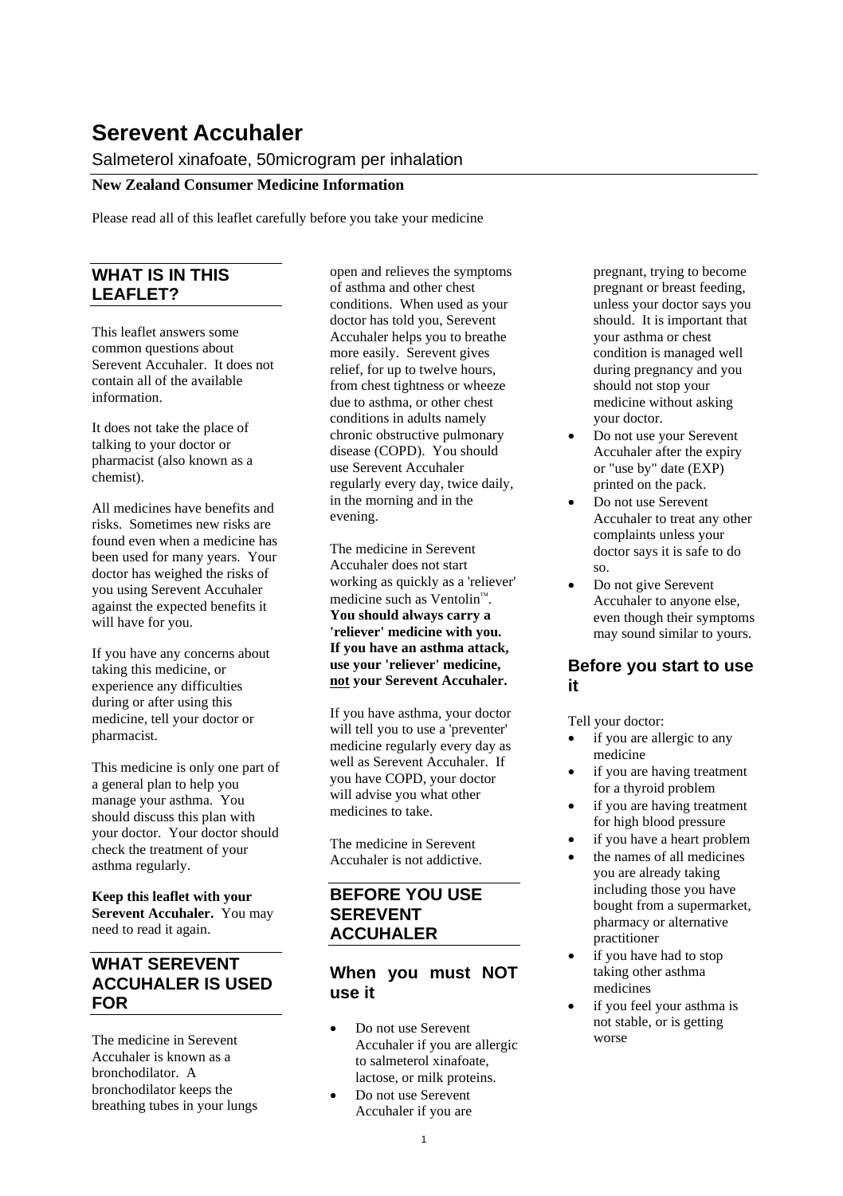# Serevent Accuhaler

Salmeterol xinafoate, 50microgram per inhalation

**New Zealand Consumer Medicine Information**

Please read all of this leaflet carefully before you take your medicine

## WHAT IS IN THIS LEAFLET?

This leaflet answers some common questions about Serevent Accuhaler. It does not contain all of the available information.

It does not take the place of talking to your doctor or pharmacist (also known as a chemist).

All medicines have benefits and risks. Sometimes new risks are found even when a medicine has been used for many years. Your doctor has weighed the risks of you using Serevent Accuhaler against the expected benefits it will have for you.

If you have any concerns about taking this medicine, or experience any difficulties during or after using this medicine, tell your doctor or pharmacist.

This medicine is only one part of a general plan to help you manage your asthma. You should discuss this plan with your doctor. Your doctor should check the treatment of your asthma regularly.

**Keep this leaflet with your Serevent Accuhaler.** You may need to read it again.

## WHAT SEREVENT ACCUHALER IS USED FOR

The medicine in Serevent Accuhaler is known as a bronchodilator. A bronchodilator keeps the breathing tubes in your lungs open and relieves the symptoms of asthma and other chest conditions. When used as your doctor has told you, Serevent Accuhaler helps you to breathe more easily. Serevent gives relief, for up to twelve hours, from chest tightness or wheeze due to asthma, or other chest conditions in adults namely chronic obstructive pulmonary disease (COPD). You should use Serevent Accuhaler regularly every day, twice daily, in the morning and in the evening.

The medicine in Serevent Accuhaler does not start working as quickly as a 'reliever' medicine such as Ventolin™. **You should always carry a 'reliever' medicine with you. If you have an asthma attack, use your 'reliever' medicine, not your Serevent Accuhaler.**

If you have asthma, your doctor will tell you to use a 'preventer' medicine regularly every day as well as Serevent Accuhaler. If you have COPD, your doctor will advise you what other medicines to take.

The medicine in Serevent Accuhaler is not addictive.

## BEFORE YOU USE SEREVENT ACCUHALER

### When you must NOT use it

- Do not use Serevent Accuhaler if you are allergic to salmeterol xinafoate, lactose, or milk proteins.
- Do not use Serevent Accuhaler if you are pregnant, trying to become pregnant or breast feeding, unless your doctor says you should. It is important that your asthma or chest condition is managed well during pregnancy and you should not stop your medicine without asking your doctor.
- Do not use your Serevent Accuhaler after the expiry or "use by" date (EXP) printed on the pack.
- Do not use Serevent Accuhaler to treat any other complaints unless your doctor says it is safe to do so.
- Do not give Serevent Accuhaler to anyone else, even though their symptoms may sound similar to yours.

### Before you start to use it

Tell your doctor:

- if you are allergic to any medicine
- if you are having treatment for a thyroid problem
- if you are having treatment for high blood pressure
- if you have a heart problem
- the names of all medicines you are already taking including those you have bought from a supermarket, pharmacy or alternative practitioner
- if you have had to stop taking other asthma medicines
- if you feel your asthma is not stable, or is getting worse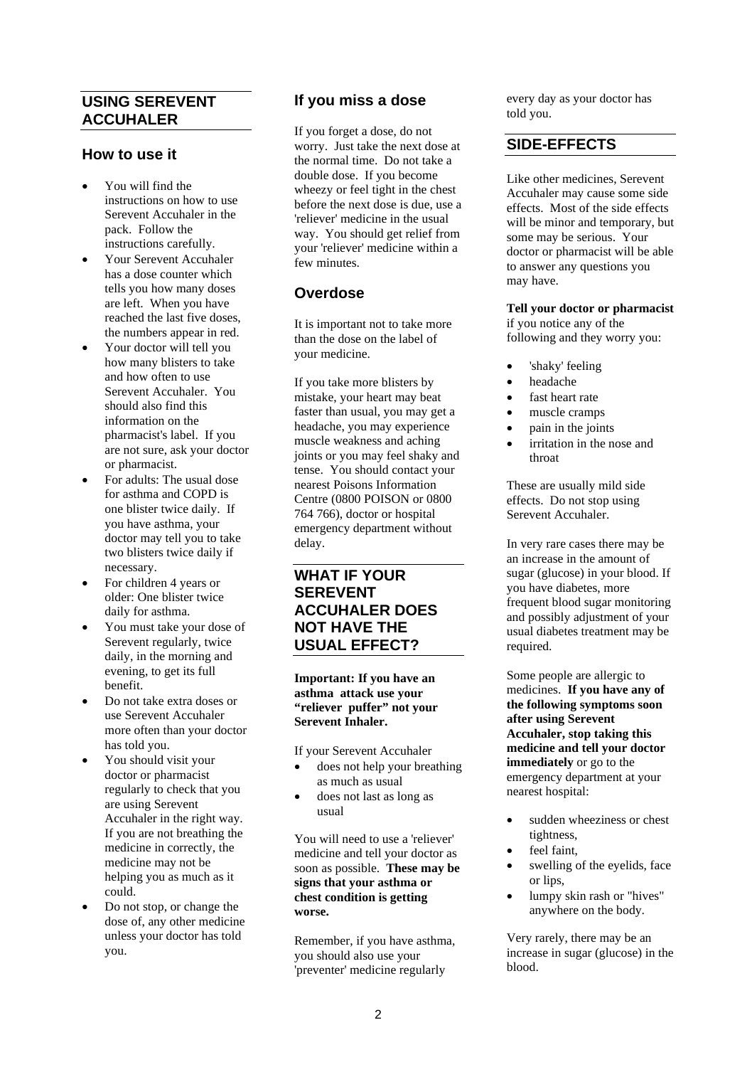## USING SEREVENT ACCUHALER

### How to use it

- You will find the instructions on how to use Serevent Accuhaler in the pack. Follow the instructions carefully.
- Your Serevent Accuhaler has a dose counter which tells you how many doses are left. When you have reached the last five doses, the numbers appear in red.
- Your doctor will tell you how many blisters to take and how often to use Serevent Accuhaler. You should also find this information on the pharmacist's label. If you are not sure, ask your doctor or pharmacist.
- For adults: The usual dose for asthma and COPD is one blister twice daily. If you have asthma, your doctor may tell you to take two blisters twice daily if necessary.
- For children 4 years or older: One blister twice daily for asthma.
- You must take your dose of Serevent regularly, twice daily, in the morning and evening, to get its full benefit.
- Do not take extra doses or use Serevent Accuhaler more often than your doctor has told you.
- You should visit your doctor or pharmacist regularly to check that you are using Serevent Accuhaler in the right way. If you are not breathing the medicine in correctly, the medicine may not be helping you as much as it could.
- Do not stop, or change the dose of, any other medicine unless your doctor has told you.

### If you miss a dose

If you forget a dose, do not worry. Just take the next dose at the normal time. Do not take a double dose. If you become wheezy or feel tight in the chest before the next dose is due, use a 'reliever' medicine in the usual way. You should get relief from your 'reliever' medicine within a few minutes.

### Overdose

It is important not to take more than the dose on the label of your medicine.

If you take more blisters by mistake, your heart may beat faster than usual, you may get a headache, you may experience muscle weakness and aching joints or you may feel shaky and tense. You should contact your nearest Poisons Information Centre (0800 POISON or 0800 764 766), doctor or hospital emergency department without delay.

## WHAT IF YOUR SEREVENT ACCUHALER DOES NOT HAVE THE USUAL EFFECT?

**Important: If you have an asthma attack use your "reliever puffer" not your Serevent Inhaler.**

If your Serevent Accuhaler

- does not help your breathing as much as usual
- does not last as long as usual

You will need to use a 'reliever' medicine and tell your doctor as soon as possible. **These may be signs that your asthma or chest condition is getting worse.**

Remember, if you have asthma, you should also use your 'preventer' medicine regularly every day as your doctor has told you.

## SIDE-EFFECTS

Like other medicines, Serevent Accuhaler may cause some side effects. Most of the side effects will be minor and temporary, but some may be serious. Your doctor or pharmacist will be able to answer any questions you may have.

**Tell your doctor or pharmacist** if you notice any of the following and they worry you:

- 'shaky' feeling
- headache
- fast heart rate
- muscle cramps
- pain in the joints
- irritation in the nose and throat

These are usually mild side effects. Do not stop using Serevent Accuhaler.

In very rare cases there may be an increase in the amount of sugar (glucose) in your blood. If you have diabetes, more frequent blood sugar monitoring and possibly adjustment of your usual diabetes treatment may be required.

Some people are allergic to medicines. **If you have any of the following symptoms soon after using Serevent Accuhaler, stop taking this medicine and tell your doctor immediately** or go to the emergency department at your nearest hospital:

- sudden wheeziness or chest tightness,
- feel faint,
- swelling of the eyelids, face or lips,
- lumpy skin rash or "hives" anywhere on the body.

Very rarely, there may be an increase in sugar (glucose) in the blood.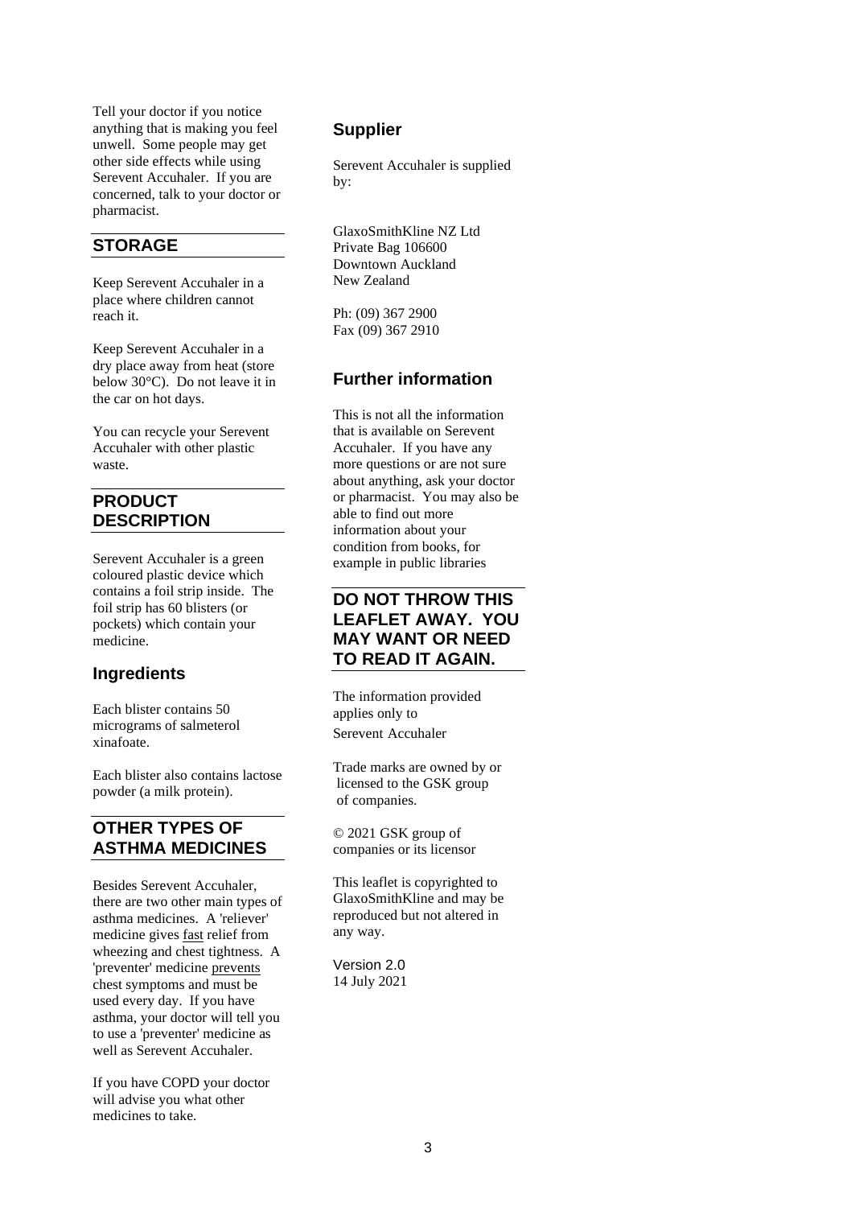Tell your doctor if you notice anything that is making you feel unwell. Some people may get other side effects while using Serevent Accuhaler. If you are concerned, talk to your doctor or pharmacist.

## STORAGE

Keep Serevent Accuhaler in a place where children cannot reach it.

Keep Serevent Accuhaler in a dry place away from heat (store below 30°C). Do not leave it in the car on hot days.

You can recycle your Serevent Accuhaler with other plastic waste.

## PRODUCT DESCRIPTION

Serevent Accuhaler is a green coloured plastic device which contains a foil strip inside. The foil strip has 60 blisters (or pockets) which contain your medicine.

### Ingredients

Each blister contains 50 micrograms of salmeterol xinafoate.

Each blister also contains lactose powder (a milk protein).

## OTHER TYPES OF ASTHMA MEDICINES

Besides Serevent Accuhaler, there are two other main types of asthma medicines. A 'reliever' medicine gives fast relief from wheezing and chest tightness. A 'preventer' medicine prevents chest symptoms and must be used every day. If you have asthma, your doctor will tell you to use a 'preventer' medicine as well as Serevent Accuhaler.

If you have COPD your doctor will advise you what other medicines to take.

### Supplier

Serevent Accuhaler is supplied by:

GlaxoSmithKline NZ Ltd
Private Bag 106600
Downtown Auckland
New Zealand

Ph: (09) 367 2900
Fax (09) 367 2910

### Further information

This is not all the information that is available on Serevent Accuhaler. If you have any more questions or are not sure about anything, ask your doctor or pharmacist. You may also be able to find out more information about your condition from books, for example in public libraries

## DO NOT THROW THIS LEAFLET AWAY. YOU MAY WANT OR NEED TO READ IT AGAIN.

The information provided applies only to Serevent Accuhaler

Trade marks are owned by or licensed to the GSK group of companies.

© 2021 GSK group of companies or its licensor

This leaflet is copyrighted to GlaxoSmithKline and may be reproduced but not altered in any way.

Version 2.0
14 July 2021